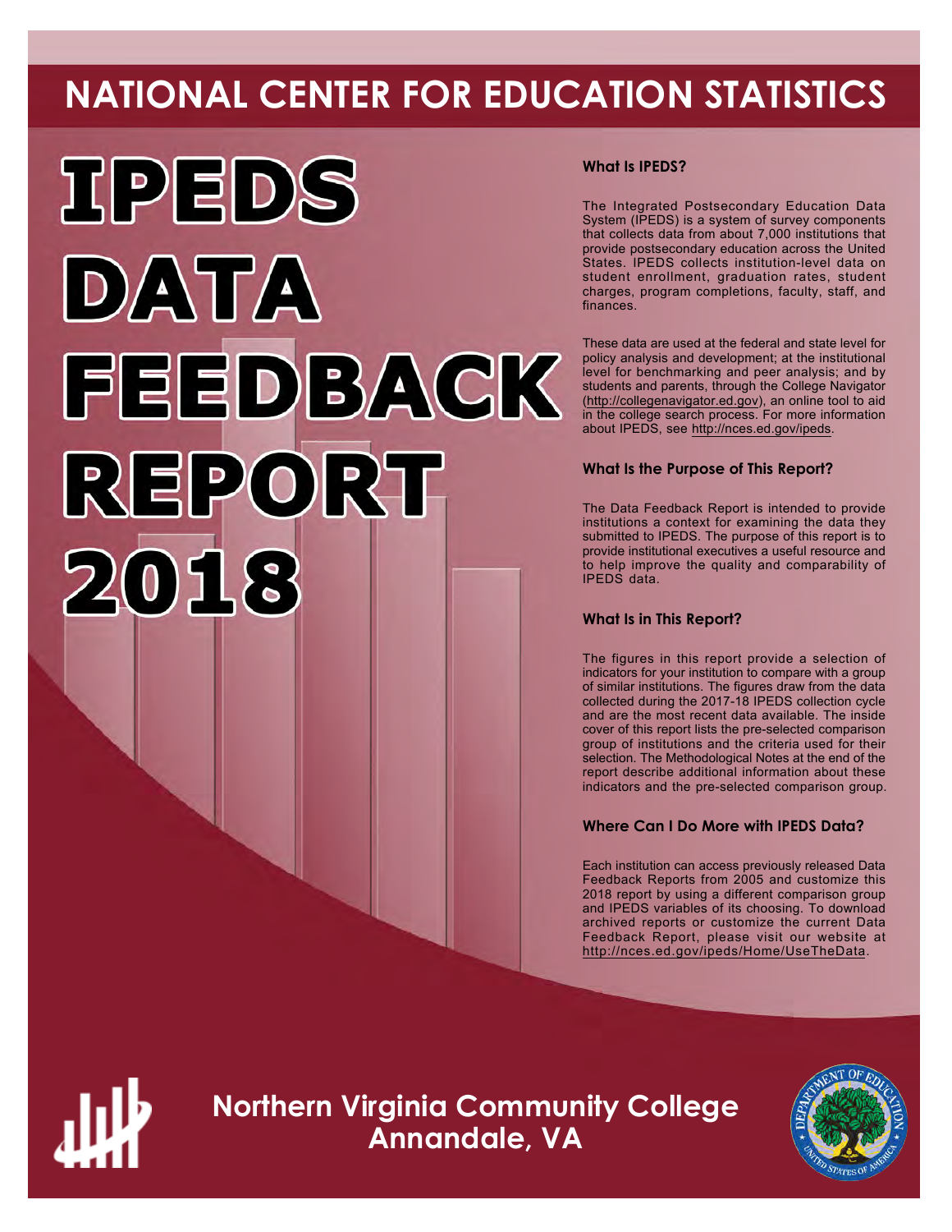# NATIONAL CENTER FOR EDUCATION STATISTICS

# IPEDS DATA FEEDBACK REPORT 2018

### What Is IPEDS?

The Integrated Postsecondary Education Data System (IPEDS) is a system of survey components that collects data from about 7,000 institutions that provide postsecondary education across the United States. IPEDS collects institution-level data on student enrollment, graduation rates, student charges, program completions, faculty, staff, and finances.

These data are used at the federal and state level for policy analysis and development; at the institutional level for benchmarking and peer analysis; and by students and parents, through the College Navigator (http://collegenavigator.ed.gov), an online tool to aid in the college search process. For more information about IPEDS, see http://nces.ed.gov/ipeds.

### What Is the Purpose of This Report?

The Data Feedback Report is intended to provide institutions a context for examining the data they submitted to IPEDS. The purpose of this report is to provide institutional executives a useful resource and to help improve the quality and comparability of IPEDS data.

### What Is in This Report?

The figures in this report provide a selection of indicators for your institution to compare with a group of similar institutions. The figures draw from the data collected during the 2017-18 IPEDS collection cycle and are the most recent data available. The inside cover of this report lists the pre-selected comparison group of institutions and the criteria used for their selection. The Methodological Notes at the end of the report describe additional information about these indicators and the pre-selected comparison group.

### Where Can I Do More with IPEDS Data?

Each institution can access previously released Data Feedback Reports from 2005 and customize this 2018 report by using a different comparison group and IPEDS variables of its choosing. To download archived reports or customize the current Data Feedback Report, please visit our website at http://nces.ed.gov/ipeds/Home/UseTheData.

## Northern Virginia Community College
## Annandale, VA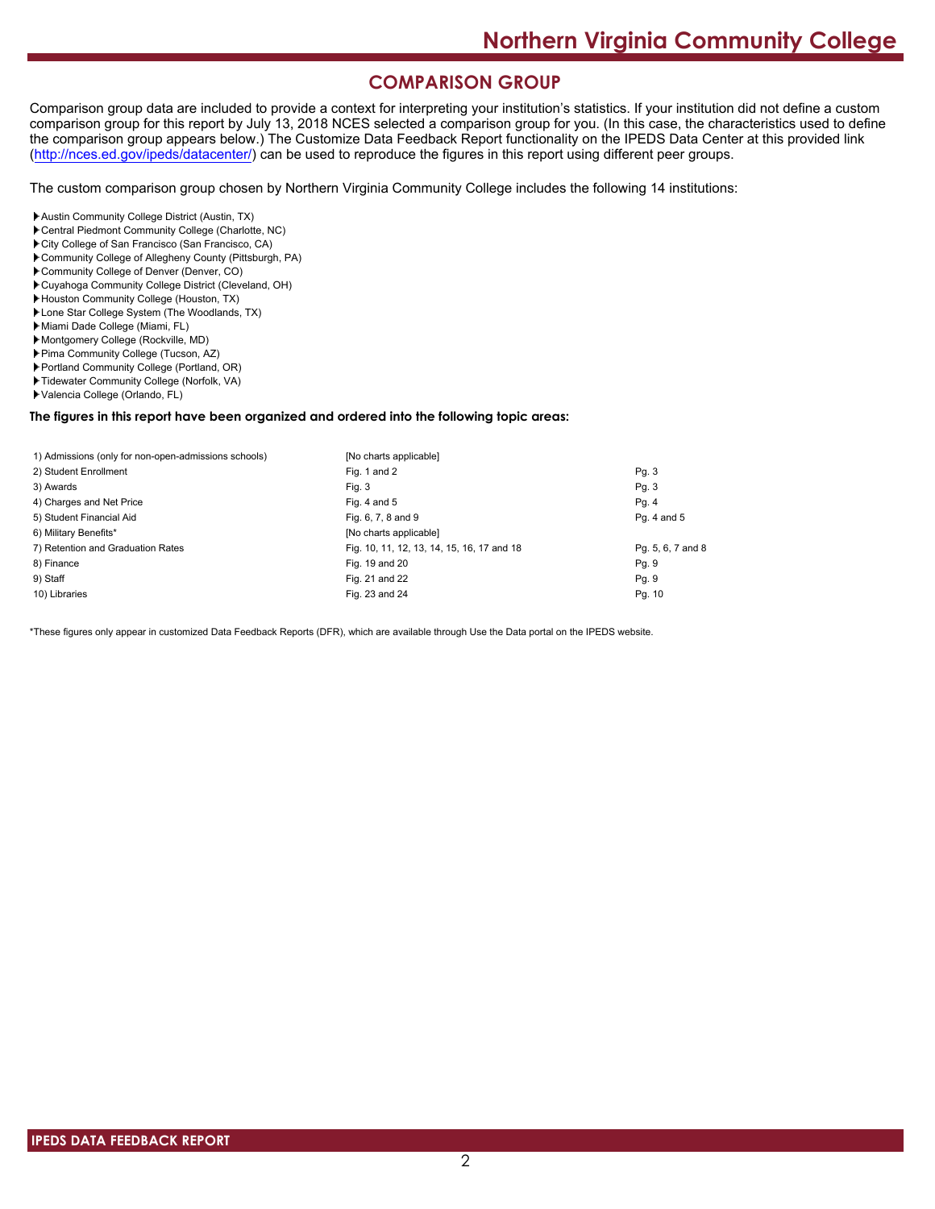## COMPARISON GROUP

Comparison group data are included to provide a context for interpreting your institution's statistics. If your institution did not define a custom comparison group for this report by July 13, 2018 NCES selected a comparison group for you. (In this case, the characteristics used to define the comparison group appears below.) The Customize Data Feedback Report functionality on the IPEDS Data Center at this provided link (http://nces.ed.gov/ipeds/datacenter/) can be used to reproduce the figures in this report using different peer groups.

The custom comparison group chosen by Northern Virginia Community College includes the following 14 institutions:

- Austin Community College District (Austin, TX)
- Central Piedmont Community College (Charlotte, NC)
- City College of San Francisco (San Francisco, CA)
- Community College of Allegheny County (Pittsburgh, PA)
- Community College of Denver (Denver, CO)
- Cuyahoga Community College District (Cleveland, OH)
- Houston Community College (Houston, TX)
- Lone Star College System (The Woodlands, TX)
- Miami Dade College (Miami, FL)
- Montgomery College (Rockville, MD)
- Pima Community College (Tucson, AZ)
- Portland Community College (Portland, OR)
- Tidewater Community College (Norfolk, VA)
- Valencia College (Orlando, FL)

**The figures in this report have been organized and ordered into the following topic areas:**

| Topic area | Figures | Pages |
|---|---|---|
| 1) Admissions (only for non-open-admissions schools) | [No charts applicable] | |
| 2) Student Enrollment | Fig. 1 and 2 | Pg. 3 |
| 3) Awards | Fig. 3 | Pg. 3 |
| 4) Charges and Net Price | Fig. 4 and 5 | Pg. 4 |
| 5) Student Financial Aid | Fig. 6, 7, 8 and 9 | Pg. 4 and 5 |
| 6) Military Benefits* | [No charts applicable] | |
| 7) Retention and Graduation Rates | Fig. 10, 11, 12, 13, 14, 15, 16, 17 and 18 | Pg. 5, 6, 7 and 8 |
| 8) Finance | Fig. 19 and 20 | Pg. 9 |
| 9) Staff | Fig. 21 and 22 | Pg. 9 |
| 10) Libraries | Fig. 23 and 24 | Pg. 10 |

*These figures only appear in customized Data Feedback Reports (DFR), which are available through Use the Data portal on the IPEDS website.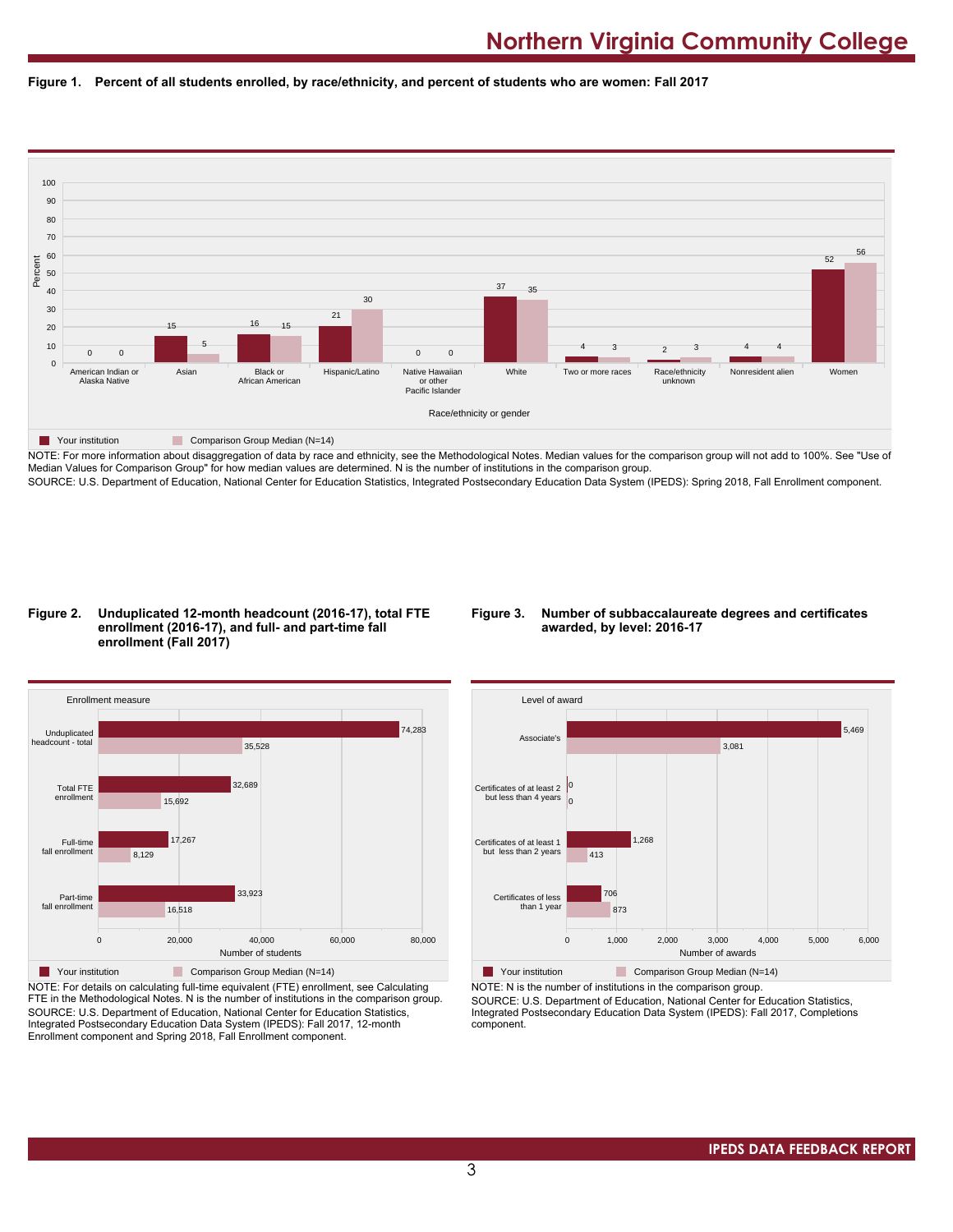# Northern Virginia Community College

**Figure 1. Percent of all students enrolled, by race/ethnicity, and percent of students who are women: Fall 2017**

| Race/ethnicity or gender | Your institution | Comparison Group Median (N=14) |
|---|---|---|
| American Indian or Alaska Native | 0 | 0 |
| Asian | 15 | 5 |
| Black or African American | 16 | 15 |
| Hispanic/Latino | 21 | 30 |
| Native Hawaiian or other Pacific Islander | 0 | 0 |
| White | 37 | 35 |
| Two or more races | 4 | 3 |
| Race/ethnicity unknown | 2 | 3 |
| Nonresident alien | 4 | 4 |
| Women | 52 | 56 |

NOTE: For more information about disaggregation of data by race and ethnicity, see the Methodological Notes. Median values for the comparison group will not add to 100%. See "Use of Median Values for Comparison Group" for how median values are determined. N is the number of institutions in the comparison group.
SOURCE: U.S. Department of Education, National Center for Education Statistics, Integrated Postsecondary Education Data System (IPEDS): Spring 2018, Fall Enrollment component.

**Figure 2. Unduplicated 12-month headcount (2016-17), total FTE enrollment (2016-17), and full- and part-time fall enrollment (Fall 2017)**

| Enrollment measure | Your institution | Comparison Group Median (N=14) |
|---|---|---|
| Unduplicated headcount - total | 74,283 | 35,528 |
| Total FTE enrollment | 32,689 | 15,692 |
| Full-time fall enrollment | 17,267 | 8,129 |
| Part-time fall enrollment | 33,923 | 16,518 |

NOTE: For details on calculating full-time equivalent (FTE) enrollment, see Calculating FTE in the Methodological Notes. N is the number of institutions in the comparison group.
SOURCE: U.S. Department of Education, National Center for Education Statistics, Integrated Postsecondary Education Data System (IPEDS): Fall 2017, 12-month Enrollment component and Spring 2018, Fall Enrollment component.

**Figure 3. Number of subbaccalaureate degrees and certificates awarded, by level: 2016-17**

| Level of award | Your institution | Comparison Group Median (N=14) |
|---|---|---|
| Associate's | 5,469 | 3,081 |
| Certificates of at least 2 but less than 4 years | 0 | 0 |
| Certificates of at least 1 but less than 2 years | 1,268 | 413 |
| Certificates of less than 1 year | 706 | 873 |

NOTE: N is the number of institutions in the comparison group.
SOURCE: U.S. Department of Education, National Center for Education Statistics, Integrated Postsecondary Education Data System (IPEDS): Fall 2017, Completions component.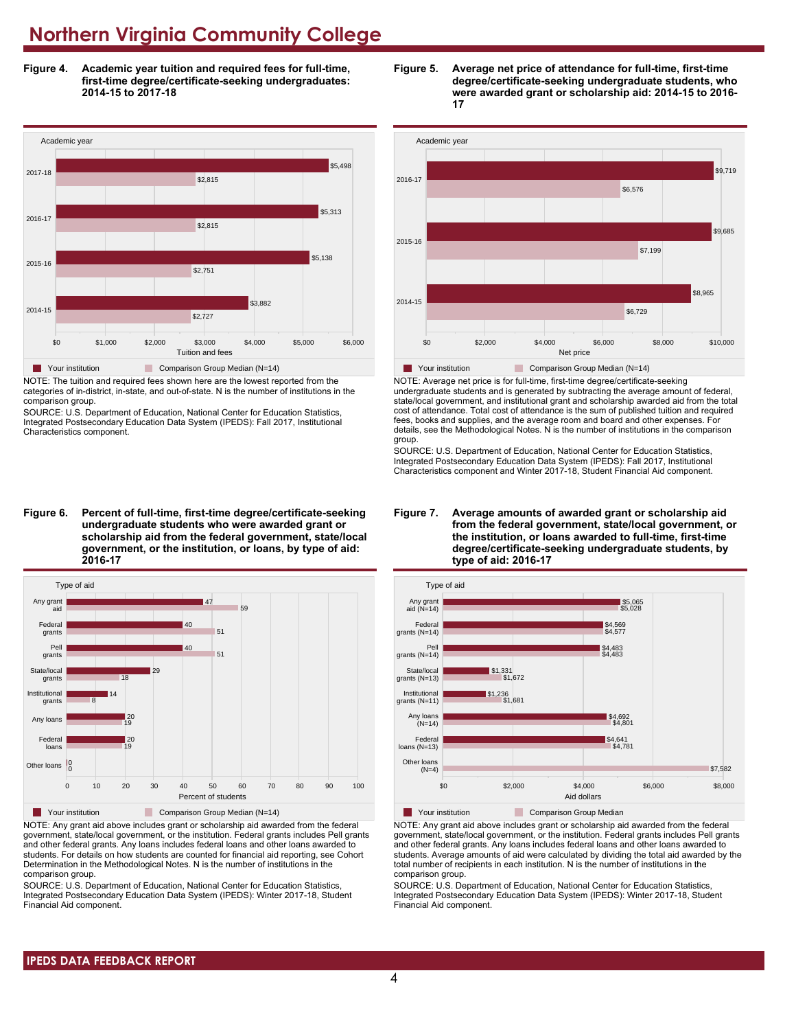# Northern Virginia Community College

**Figure 4. Academic year tuition and required fees for full-time, first-time degree/certificate-seeking undergraduates: 2014-15 to 2017-18**

| Academic year | Your institution | Comparison Group Median (N=14) |
|---|---|---|
| 2017-18 | $5,498 | $2,815 |
| 2016-17 | $5,313 | $2,815 |
| 2015-16 | $5,138 | $2,751 |
| 2014-15 | $3,882 | $2,727 |

NOTE: The tuition and required fees shown here are the lowest reported from the categories of in-district, in-state, and out-of-state. N is the number of institutions in the comparison group.

SOURCE: U.S. Department of Education, National Center for Education Statistics, Integrated Postsecondary Education Data System (IPEDS): Fall 2017, Institutional Characteristics component.

**Figure 5. Average net price of attendance for full-time, first-time degree/certificate-seeking undergraduate students, who were awarded grant or scholarship aid: 2014-15 to 2016-17**

| Academic year | Your institution | Comparison Group Median (N=14) |
|---|---|---|
| 2016-17 | $9,719 | $6,576 |
| 2015-16 | $9,685 | $7,199 |
| 2014-15 | $8,965 | $6,729 |

NOTE: Average net price is for full-time, first-time degree/certificate-seeking undergraduate students and is generated by subtracting the average amount of federal, state/local government, and institutional grant and scholarship awarded aid from the total cost of attendance. Total cost of attendance is the sum of published tuition and required fees, books and supplies, and the average room and board and other expenses. For details, see the Methodological Notes. N is the number of institutions in the comparison group.

SOURCE: U.S. Department of Education, National Center for Education Statistics, Integrated Postsecondary Education Data System (IPEDS): Fall 2017, Institutional Characteristics component and Winter 2017-18, Student Financial Aid component.

**Figure 6. Percent of full-time, first-time degree/certificate-seeking undergraduate students who were awarded grant or scholarship aid from the federal government, state/local government, or the institution, or loans, by type of aid: 2016-17**

| Type of aid | Your institution | Comparison Group Median (N=14) |
|---|---|---|
| Any grant aid | 47 | 59 |
| Federal grants | 40 | 51 |
| Pell grants | 40 | 51 |
| State/local grants | 29 | 18 |
| Institutional grants | 14 | 8 |
| Any loans | 20 | 19 |
| Federal loans | 20 | 19 |
| Other loans | 0 | 0 |

NOTE: Any grant aid above includes grant or scholarship aid awarded from the federal government, state/local government, or the institution. Federal grants includes Pell grants and other federal grants. Any loans includes federal loans and other loans awarded to students. For details on how students are counted for financial aid reporting, see Cohort Determination in the Methodological Notes. N is the number of institutions in the comparison group.

SOURCE: U.S. Department of Education, National Center for Education Statistics, Integrated Postsecondary Education Data System (IPEDS): Winter 2017-18, Student Financial Aid component.

**Figure 7. Average amounts of awarded grant or scholarship aid from the federal government, state/local government, or the institution, or loans awarded to full-time, first-time degree/certificate-seeking undergraduate students, by type of aid: 2016-17**

| Type of aid | Your institution | Comparison Group Median |
|---|---|---|
| Any grant aid (N=14) | $5,065 | $5,028 |
| Federal grants (N=14) | $4,569 | $4,577 |
| Pell grants (N=14) | $4,483 | $4,483 |
| State/local grants (N=13) | $1,331 | $1,672 |
| Institutional grants (N=11) | $1,236 | $1,681 |
| Any loans (N=14) | $4,692 | $4,801 |
| Federal loans (N=13) | $4,641 | $4,781 |
| Other loans (N=4) | | $7,582 |

NOTE: Any grant aid above includes grant or scholarship aid awarded from the federal government, state/local government, or the institution. Federal grants includes Pell grants and other federal grants. Any loans includes federal loans and other loans awarded to students. Average amounts of aid were calculated by dividing the total aid awarded by the total number of recipients in each institution. N is the number of institutions in the comparison group.

SOURCE: U.S. Department of Education, National Center for Education Statistics, Integrated Postsecondary Education Data System (IPEDS): Winter 2017-18, Student Financial Aid component.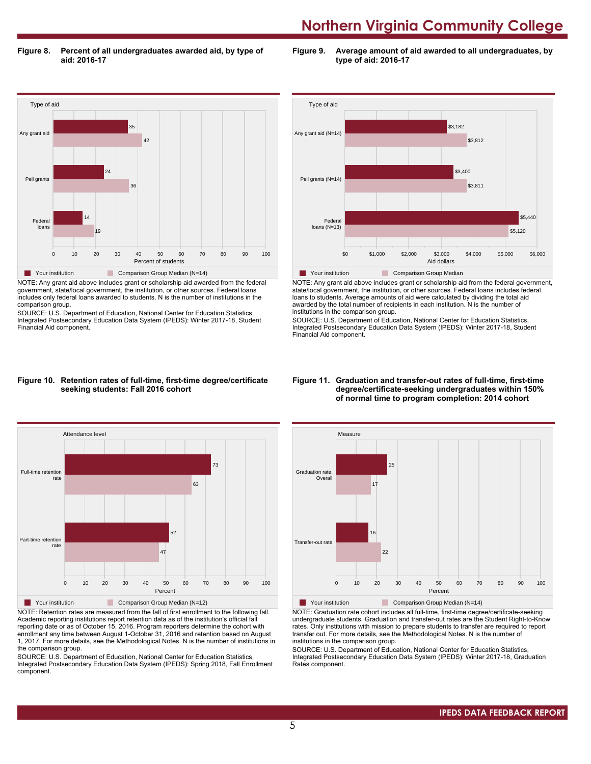# Northern Virginia Community College

**Figure 8. Percent of all undergraduates awarded aid, by type of aid: 2016-17**

| Type of aid | Your institution | Comparison Group Median (N=14) |
| --- | --- | --- |
| Any grant aid | 35 | 42 |
| Pell grants | 24 | 36 |
| Federal loans | 14 | 19 |

NOTE: Any grant aid above includes grant or scholarship aid awarded from the federal government, state/local government, the institution, or other sources. Federal loans includes only federal loans awarded to students. N is the number of institutions in the comparison group.

SOURCE: U.S. Department of Education, National Center for Education Statistics, Integrated Postsecondary Education Data System (IPEDS): Winter 2017-18, Student Financial Aid component.

**Figure 9. Average amount of aid awarded to all undergraduates, by type of aid: 2016-17**

| Type of aid | Your institution | Comparison Group Median |
| --- | --- | --- |
| Any grant aid (N=14) | $3,182 | $3,812 |
| Pell grants (N=14) | $3,400 | $3,811 |
| Federal loans (N=13) | $5,440 | $5,120 |

NOTE: Any grant aid above includes grant or scholarship aid from the federal government, state/local government, the institution, or other sources. Federal loans includes federal loans to students. Average amounts of aid were calculated by dividing the total aid awarded by the total number of recipients in each institution. N is the number of institutions in the comparison group.

SOURCE: U.S. Department of Education, National Center for Education Statistics, Integrated Postsecondary Education Data System (IPEDS): Winter 2017-18, Student Financial Aid component.

**Figure 10. Retention rates of full-time, first-time degree/certificate seeking students: Fall 2016 cohort**

| Attendance level | Your institution | Comparison Group Median (N=12) |
| --- | --- | --- |
| Full-time retention rate | 73 | 63 |
| Part-time retention rate | 52 | 47 |

NOTE: Retention rates are measured from the fall of first enrollment to the following fall. Academic reporting institutions report retention data as of the institution's official fall reporting date or as of October 15, 2016. Program reporters determine the cohort with enrollment any time between August 1-October 31, 2016 and retention based on August 1, 2017. For more details, see the Methodological Notes. N is the number of institutions in the comparison group.

SOURCE: U.S. Department of Education, National Center for Education Statistics, Integrated Postsecondary Education Data System (IPEDS): Spring 2018, Fall Enrollment component.

**Figure 11. Graduation and transfer-out rates of full-time, first-time degree/certificate-seeking undergraduates within 150% of normal time to program completion: 2014 cohort**

| Measure | Your institution | Comparison Group Median (N=14) |
| --- | --- | --- |
| Graduation rate, Overall | 25 | 17 |
| Transfer-out rate | 16 | 22 |

NOTE: Graduation rate cohort includes all full-time, first-time degree/certificate-seeking undergraduate students. Graduation and transfer-out rates are the Student Right-to-Know rates. Only institutions with mission to prepare students to transfer are required to report transfer out. For more details, see the Methodological Notes. N is the number of institutions in the comparison group.

SOURCE: U.S. Department of Education, National Center for Education Statistics, Integrated Postsecondary Education Data System (IPEDS): Winter 2017-18, Graduation Rates component.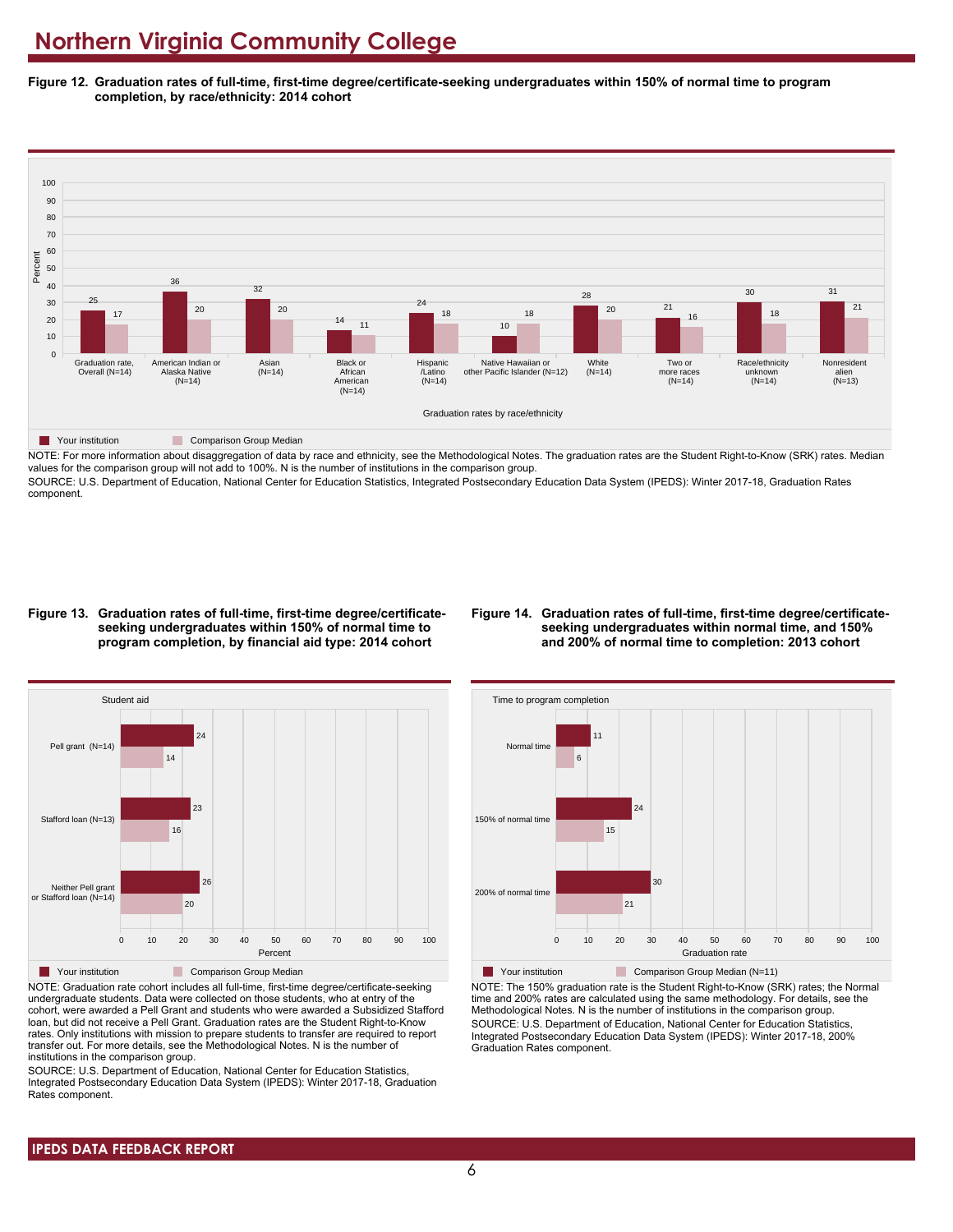# Northern Virginia Community College

**Figure 12. Graduation rates of full-time, first-time degree/certificate-seeking undergraduates within 150% of normal time to program completion, by race/ethnicity: 2014 cohort**

| Graduation rates by race/ethnicity | Your institution | Comparison Group Median |
|---|---|---|
| Graduation rate, Overall (N=14) | 25 | 17 |
| American Indian or Alaska Native (N=14) | 36 | 20 |
| Asian (N=14) | 32 | 20 |
| Black or African American (N=14) | 14 | 11 |
| Hispanic /Latino (N=14) | 24 | 18 |
| Native Hawaiian or other Pacific Islander (N=12) | 10 | 18 |
| White (N=14) | 28 | 20 |
| Two or more races (N=14) | 21 | 16 |
| Race/ethnicity unknown (N=14) | 30 | 18 |
| Nonresident alien (N=13) | 31 | 21 |

NOTE: For more information about disaggregation of data by race and ethnicity, see the Methodological Notes. The graduation rates are the Student Right-to-Know (SRK) rates. Median values for the comparison group will not add to 100%. N is the number of institutions in the comparison group.

SOURCE: U.S. Department of Education, National Center for Education Statistics, Integrated Postsecondary Education Data System (IPEDS): Winter 2017-18, Graduation Rates component.

**Figure 13. Graduation rates of full-time, first-time degree/certificate-seeking undergraduates within 150% of normal time to program completion, by financial aid type: 2014 cohort**

| Student aid | Your institution | Comparison Group Median |
|---|---|---|
| Pell grant (N=14) | 24 | 14 |
| Stafford loan (N=13) | 23 | 16 |
| Neither Pell grant or Stafford loan (N=14) | 26 | 20 |

NOTE: Graduation rate cohort includes all full-time, first-time degree/certificate-seeking undergraduate students. Data were collected on those students, who at entry of the cohort, were awarded a Pell Grant and students who were awarded a Subsidized Stafford loan, but did not receive a Pell Grant. Graduation rates are the Student Right-to-Know rates. Only institutions with mission to prepare students to transfer are required to report transfer out. For more details, see the Methodological Notes. N is the number of institutions in the comparison group.

SOURCE: U.S. Department of Education, National Center for Education Statistics, Integrated Postsecondary Education Data System (IPEDS): Winter 2017-18, Graduation Rates component.

**Figure 14. Graduation rates of full-time, first-time degree/certificate-seeking undergraduates within normal time, and 150% and 200% of normal time to completion: 2013 cohort**

| Time to program completion | Your institution | Comparison Group Median (N=11) |
|---|---|---|
| Normal time | 11 | 6 |
| 150% of normal time | 24 | 15 |
| 200% of normal time | 30 | 21 |

NOTE: The 150% graduation rate is the Student Right-to-Know (SRK) rates; the Normal time and 200% rates are calculated using the same methodology. For details, see the Methodological Notes. N is the number of institutions in the comparison group.

SOURCE: U.S. Department of Education, National Center for Education Statistics, Integrated Postsecondary Education Data System (IPEDS): Winter 2017-18, 200% Graduation Rates component.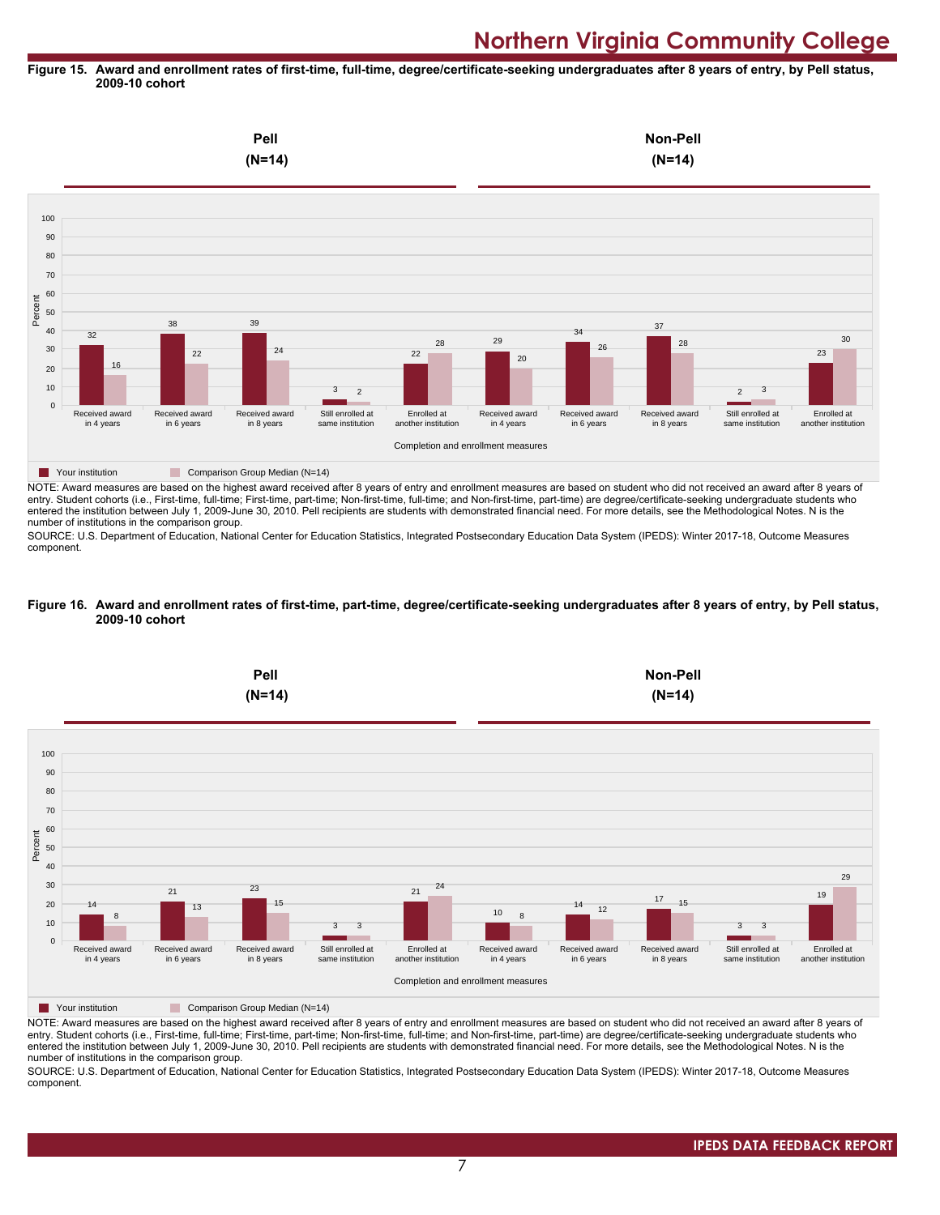# Northern Virginia Community College

**Figure 15. Award and enrollment rates of first-time, full-time, degree/certificate-seeking undergraduates after 8 years of entry, by Pell status, 2009-10 cohort**

| Completion and enrollment measures | Pell (N=14): Your institution | Pell (N=14): Comparison Group Median (N=14) | Non-Pell (N=14): Your institution | Non-Pell (N=14): Comparison Group Median (N=14) |
|---|---|---|---|---|
| Received award in 4 years | 32 | 16 | 29 | 20 |
| Received award in 6 years | 38 | 22 | 34 | 26 |
| Received award in 8 years | 39 | 24 | 37 | 28 |
| Still enrolled at same institution | 3 | 2 | 2 | 3 |
| Enrolled at another institution | 22 | 28 | 23 | 30 |

NOTE: Award measures are based on the highest award received after 8 years of entry and enrollment measures are based on student who did not received an award after 8 years of entry. Student cohorts (i.e., First-time, full-time; First-time, part-time; Non-first-time, full-time; and Non-first-time, part-time) are degree/certificate-seeking undergraduate students who entered the institution between July 1, 2009-June 30, 2010. Pell recipients are students with demonstrated financial need. For more details, see the Methodological Notes. N is the number of institutions in the comparison group.

SOURCE: U.S. Department of Education, National Center for Education Statistics, Integrated Postsecondary Education Data System (IPEDS): Winter 2017-18, Outcome Measures component.

**Figure 16. Award and enrollment rates of first-time, part-time, degree/certificate-seeking undergraduates after 8 years of entry, by Pell status, 2009-10 cohort**

| Completion and enrollment measures | Pell (N=14): Your institution | Pell (N=14): Comparison Group Median (N=14) | Non-Pell (N=14): Your institution | Non-Pell (N=14): Comparison Group Median (N=14) |
|---|---|---|---|---|
| Received award in 4 years | 14 | 8 | 10 | 8 |
| Received award in 6 years | 21 | 13 | 14 | 12 |
| Received award in 8 years | 23 | 15 | 17 | 15 |
| Still enrolled at same institution | 3 | 3 | 3 | 3 |
| Enrolled at another institution | 21 | 24 | 19 | 29 |

NOTE: Award measures are based on the highest award received after 8 years of entry and enrollment measures are based on student who did not received an award after 8 years of entry. Student cohorts (i.e., First-time, full-time; First-time, part-time; Non-first-time, full-time; and Non-first-time, part-time) are degree/certificate-seeking undergraduate students who entered the institution between July 1, 2009-June 30, 2010. Pell recipients are students with demonstrated financial need. For more details, see the Methodological Notes. N is the number of institutions in the comparison group.

SOURCE: U.S. Department of Education, National Center for Education Statistics, Integrated Postsecondary Education Data System (IPEDS): Winter 2017-18, Outcome Measures component.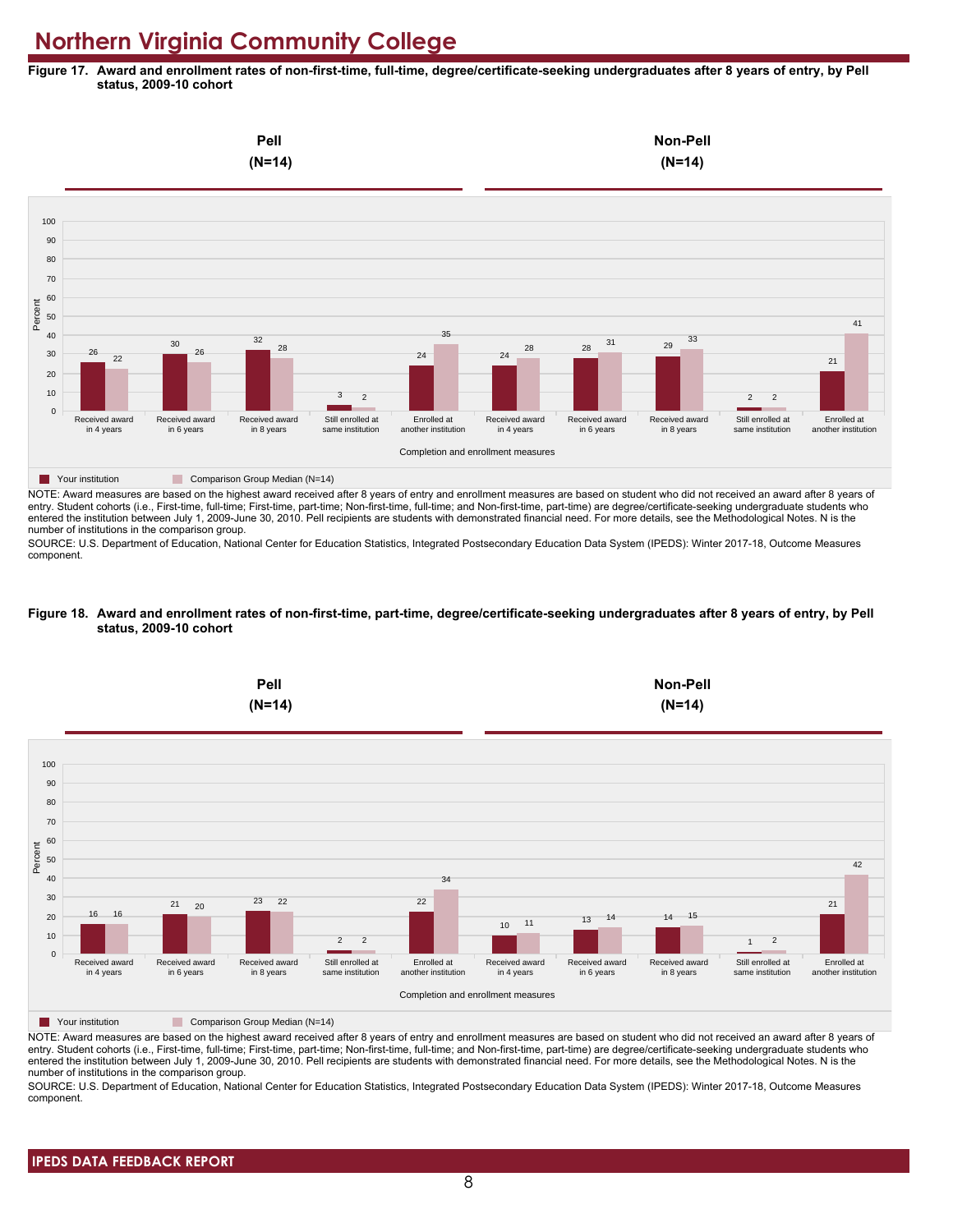# Northern Virginia Community College

**Figure 17. Award and enrollment rates of non-first-time, full-time, degree/certificate-seeking undergraduates after 8 years of entry, by Pell status, 2009-10 cohort**

| Completion and enrollment measures | Pell (N=14): Your institution | Pell (N=14): Comparison Group Median (N=14) | Non-Pell (N=14): Your institution | Non-Pell (N=14): Comparison Group Median (N=14) |
|---|---|---|---|---|
| Received award in 4 years | 26 | 22 | 24 | 28 |
| Received award in 6 years | 30 | 26 | 28 | 31 |
| Received award in 8 years | 32 | 28 | 29 | 33 |
| Still enrolled at same institution | 3 | 2 | 2 | 2 |
| Enrolled at another institution | 24 | 35 | 21 | 41 |

NOTE: Award measures are based on the highest award received after 8 years of entry and enrollment measures are based on student who did not received an award after 8 years of entry. Student cohorts (i.e., First-time, full-time; First-time, part-time; Non-first-time, full-time; and Non-first-time, part-time) are degree/certificate-seeking undergraduate students who entered the institution between July 1, 2009-June 30, 2010. Pell recipients are students with demonstrated financial need. For more details, see the Methodological Notes. N is the number of institutions in the comparison group.

SOURCE: U.S. Department of Education, National Center for Education Statistics, Integrated Postsecondary Education Data System (IPEDS): Winter 2017-18, Outcome Measures component.

**Figure 18. Award and enrollment rates of non-first-time, part-time, degree/certificate-seeking undergraduates after 8 years of entry, by Pell status, 2009-10 cohort**

| Completion and enrollment measures | Pell (N=14): Your institution | Pell (N=14): Comparison Group Median (N=14) | Non-Pell (N=14): Your institution | Non-Pell (N=14): Comparison Group Median (N=14) |
|---|---|---|---|---|
| Received award in 4 years | 16 | 16 | 10 | 11 |
| Received award in 6 years | 21 | 20 | 13 | 14 |
| Received award in 8 years | 23 | 22 | 14 | 15 |
| Still enrolled at same institution | 2 | 2 | 1 | 2 |
| Enrolled at another institution | 22 | 34 | 21 | 42 |

NOTE: Award measures are based on the highest award received after 8 years of entry and enrollment measures are based on student who did not received an award after 8 years of entry. Student cohorts (i.e., First-time, full-time; First-time, part-time; Non-first-time, full-time; and Non-first-time, part-time) are degree/certificate-seeking undergraduate students who entered the institution between July 1, 2009-June 30, 2010. Pell recipients are students with demonstrated financial need. For more details, see the Methodological Notes. N is the number of institutions in the comparison group.

SOURCE: U.S. Department of Education, National Center for Education Statistics, Integrated Postsecondary Education Data System (IPEDS): Winter 2017-18, Outcome Measures component.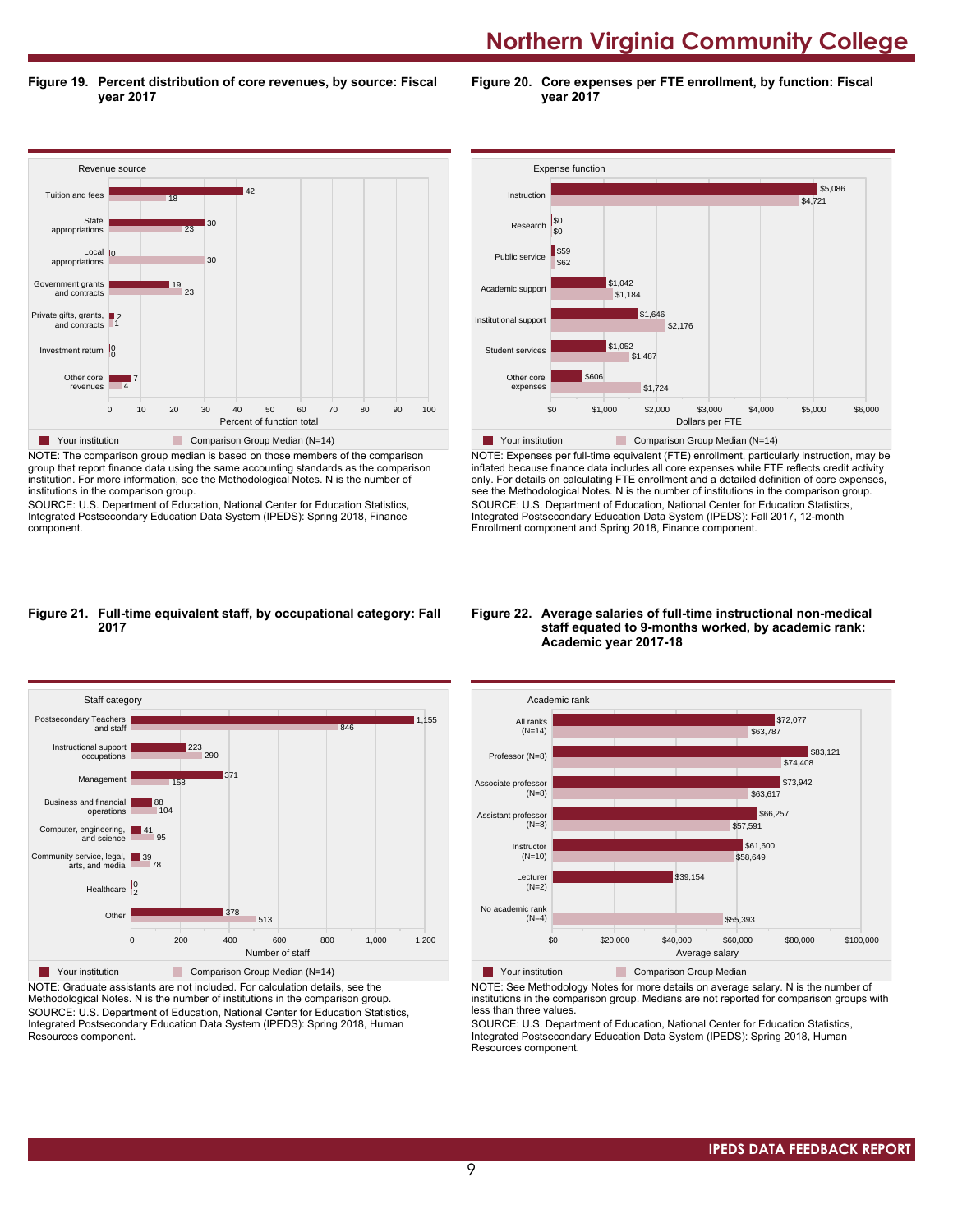## Figure 19. Percent distribution of core revenues, by source: Fiscal year 2017

| Revenue source | Your institution | Comparison Group Median (N=14) |
|---|---|---|
| Tuition and fees | 42 | 18 |
| State appropriations | 30 | 23 |
| Local appropriations | 0 | 30 |
| Government grants and contracts | 19 | 23 |
| Private gifts, grants, and contracts | 2 | 1 |
| Investment return | 0 | 0 |
| Other core revenues | 7 | 4 |

Percent of function total

NOTE: The comparison group median is based on those members of the comparison group that report finance data using the same accounting standards as the comparison institution. For more information, see the Methodological Notes. N is the number of institutions in the comparison group.

SOURCE: U.S. Department of Education, National Center for Education Statistics, Integrated Postsecondary Education Data System (IPEDS): Spring 2018, Finance component.

## Figure 20. Core expenses per FTE enrollment, by function: Fiscal year 2017

| Expense function | Your institution | Comparison Group Median (N=14) |
|---|---|---|
| Instruction | $5,086 | $4,721 |
| Research | $0 | $0 |
| Public service | $59 | $62 |
| Academic support | $1,042 | $1,184 |
| Institutional support | $1,646 | $2,176 |
| Student services | $1,052 | $1,487 |
| Other core expenses | $606 | $1,724 |

Dollars per FTE

NOTE: Expenses per full-time equivalent (FTE) enrollment, particularly instruction, may be inflated because finance data includes all core expenses while FTE reflects credit activity only. For details on calculating FTE enrollment and a detailed definition of core expenses, see the Methodological Notes. N is the number of institutions in the comparison group.

SOURCE: U.S. Department of Education, National Center for Education Statistics, Integrated Postsecondary Education Data System (IPEDS): Fall 2017, 12-month Enrollment component and Spring 2018, Finance component.

## Figure 21. Full-time equivalent staff, by occupational category: Fall 2017

| Staff category | Your institution | Comparison Group Median (N=14) |
|---|---|---|
| Postsecondary Teachers and staff | 1,155 | 846 |
| Instructional support occupations | 223 | 290 |
| Management | 371 | 158 |
| Business and financial operations | 88 | 104 |
| Computer, engineering, and science | 41 | 95 |
| Community service, legal, arts, and media | 39 | 78 |
| Healthcare | 0 | 2 |
| Other | 378 | 513 |

Number of staff

NOTE: Graduate assistants are not included. For calculation details, see the Methodological Notes. N is the number of institutions in the comparison group.

SOURCE: U.S. Department of Education, National Center for Education Statistics, Integrated Postsecondary Education Data System (IPEDS): Spring 2018, Human Resources component.

## Figure 22. Average salaries of full-time instructional non-medical staff equated to 9-months worked, by academic rank: Academic year 2017-18

| Academic rank | Your institution | Comparison Group Median |
|---|---|---|
| All ranks (N=14) | $72,077 | $63,787 |
| Professor (N=8) | $83,121 | $74,408 |
| Associate professor (N=8) | $73,942 | $63,617 |
| Assistant professor (N=8) | $66,257 | $57,591 |
| Instructor (N=10) | $61,600 | $58,649 |
| Lecturer (N=2) | $39,154 | |
| No academic rank (N=4) | | $55,393 |

Average salary

NOTE: See Methodology Notes for more details on average salary. N is the number of institutions in the comparison group. Medians are not reported for comparison groups with less than three values.

SOURCE: U.S. Department of Education, National Center for Education Statistics, Integrated Postsecondary Education Data System (IPEDS): Spring 2018, Human Resources component.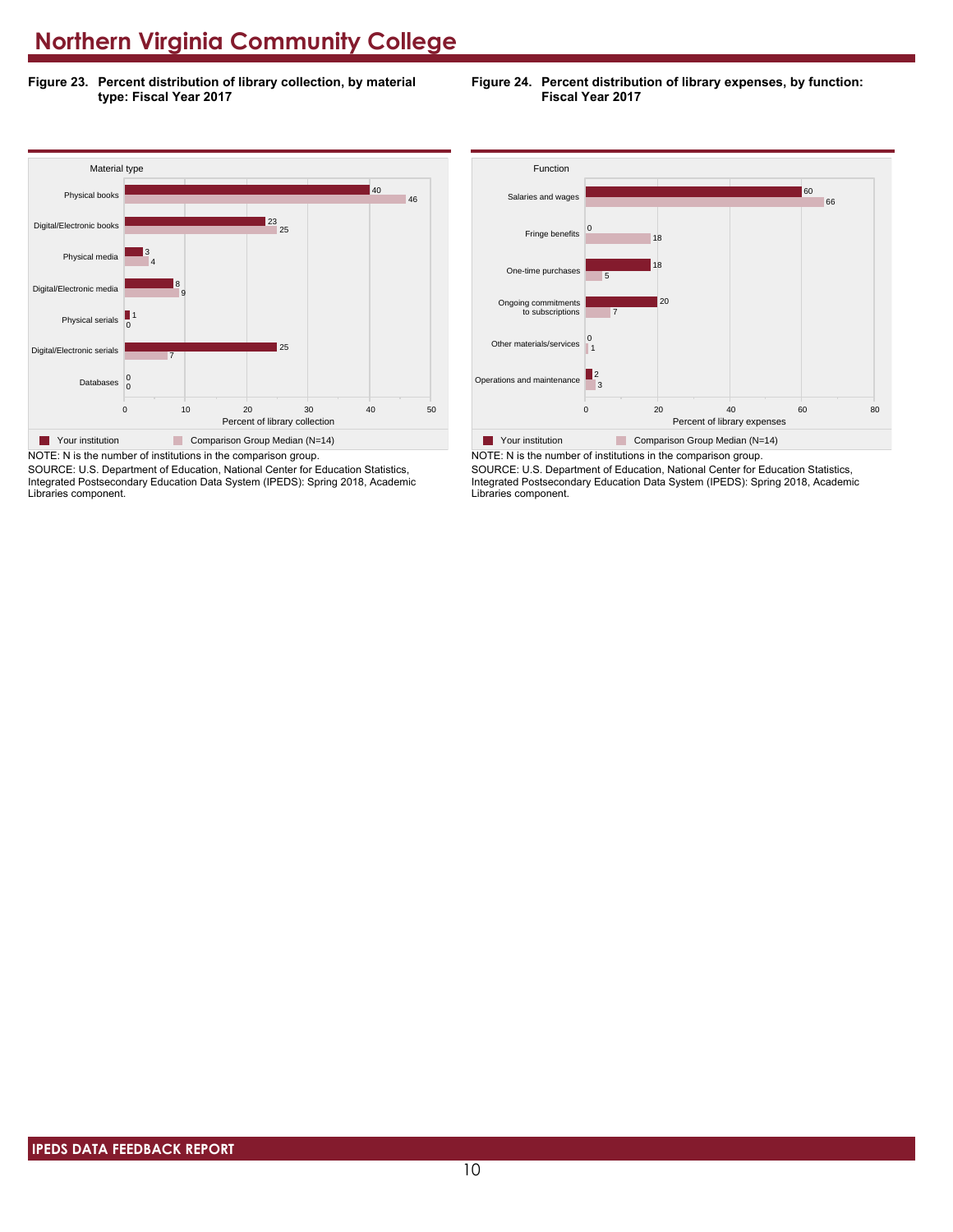# Northern Virginia Community College

**Figure 23. Percent distribution of library collection, by material type: Fiscal Year 2017**

| Material type | Your institution | Comparison Group Median (N=14) |
|---|---|---|
| Physical books | 40 | 46 |
| Digital/Electronic books | 23 | 25 |
| Physical media | 3 | 4 |
| Digital/Electronic media | 8 | 9 |
| Physical serials | 1 | 0 |
| Digital/Electronic serials | 25 | 7 |
| Databases | 0 | 0 |

Percent of library collection

NOTE: N is the number of institutions in the comparison group.
SOURCE: U.S. Department of Education, National Center for Education Statistics, Integrated Postsecondary Education Data System (IPEDS): Spring 2018, Academic Libraries component.

**Figure 24. Percent distribution of library expenses, by function: Fiscal Year 2017**

| Function | Your institution | Comparison Group Median (N=14) |
|---|---|---|
| Salaries and wages | 60 | 66 |
| Fringe benefits | 0 | 18 |
| One-time purchases | 18 | 5 |
| Ongoing commitments to subscriptions | 20 | 7 |
| Other materials/services | 0 | 1 |
| Operations and maintenance | 2 | 3 |

Percent of library expenses

NOTE: N is the number of institutions in the comparison group.
SOURCE: U.S. Department of Education, National Center for Education Statistics, Integrated Postsecondary Education Data System (IPEDS): Spring 2018, Academic Libraries component.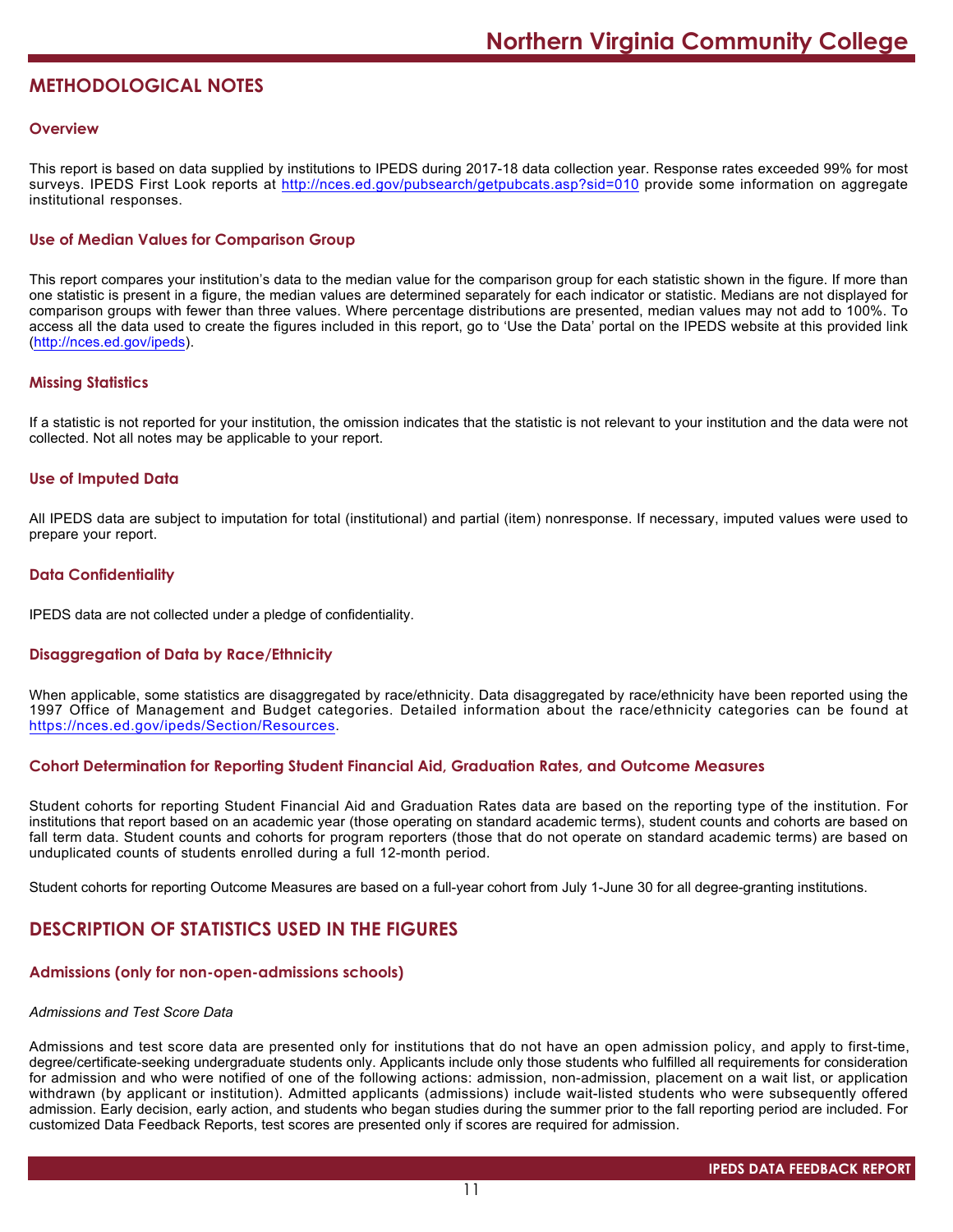# METHODOLOGICAL NOTES

### Overview

This report is based on data supplied by institutions to IPEDS during 2017-18 data collection year. Response rates exceeded 99% for most surveys. IPEDS First Look reports at http://nces.ed.gov/pubsearch/getpubcats.asp?sid=010 provide some information on aggregate institutional responses.

### Use of Median Values for Comparison Group

This report compares your institution's data to the median value for the comparison group for each statistic shown in the figure. If more than one statistic is present in a figure, the median values are determined separately for each indicator or statistic. Medians are not displayed for comparison groups with fewer than three values. Where percentage distributions are presented, median values may not add to 100%. To access all the data used to create the figures included in this report, go to 'Use the Data' portal on the IPEDS website at this provided link (http://nces.ed.gov/ipeds).

### Missing Statistics

If a statistic is not reported for your institution, the omission indicates that the statistic is not relevant to your institution and the data were not collected. Not all notes may be applicable to your report.

### Use of Imputed Data

All IPEDS data are subject to imputation for total (institutional) and partial (item) nonresponse. If necessary, imputed values were used to prepare your report.

### Data Confidentiality

IPEDS data are not collected under a pledge of confidentiality.

### Disaggregation of Data by Race/Ethnicity

When applicable, some statistics are disaggregated by race/ethnicity. Data disaggregated by race/ethnicity have been reported using the 1997 Office of Management and Budget categories. Detailed information about the race/ethnicity categories can be found at https://nces.ed.gov/ipeds/Section/Resources.

### Cohort Determination for Reporting Student Financial Aid, Graduation Rates, and Outcome Measures

Student cohorts for reporting Student Financial Aid and Graduation Rates data are based on the reporting type of the institution. For institutions that report based on an academic year (those operating on standard academic terms), student counts and cohorts are based on fall term data. Student counts and cohorts for program reporters (those that do not operate on standard academic terms) are based on unduplicated counts of students enrolled during a full 12-month period.

Student cohorts for reporting Outcome Measures are based on a full-year cohort from July 1-June 30 for all degree-granting institutions.

# DESCRIPTION OF STATISTICS USED IN THE FIGURES

### Admissions (only for non-open-admissions schools)

*Admissions and Test Score Data*

Admissions and test score data are presented only for institutions that do not have an open admission policy, and apply to first-time, degree/certificate-seeking undergraduate students only. Applicants include only those students who fulfilled all requirements for consideration for admission and who were notified of one of the following actions: admission, non-admission, placement on a wait list, or application withdrawn (by applicant or institution). Admitted applicants (admissions) include wait-listed students who were subsequently offered admission. Early decision, early action, and students who began studies during the summer prior to the fall reporting period are included. For customized Data Feedback Reports, test scores are presented only if scores are required for admission.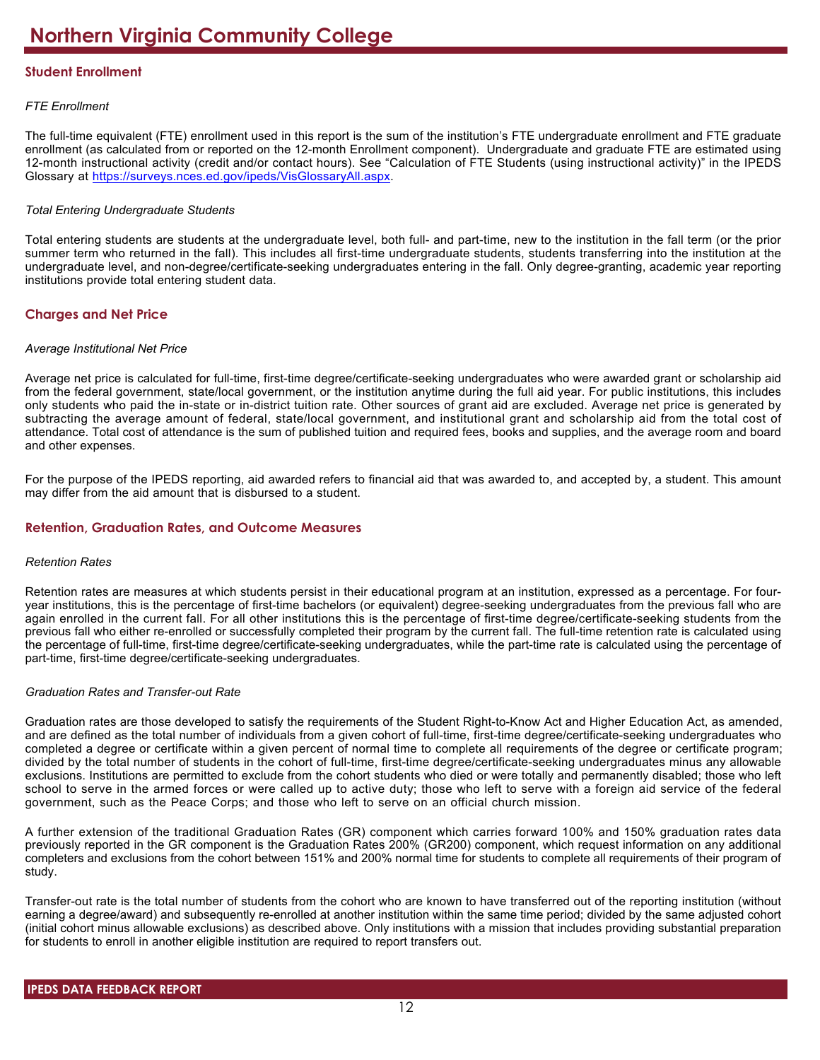# Northern Virginia Community College

## Student Enrollment

*FTE Enrollment*

The full-time equivalent (FTE) enrollment used in this report is the sum of the institution's FTE undergraduate enrollment and FTE graduate enrollment (as calculated from or reported on the 12-month Enrollment component). Undergraduate and graduate FTE are estimated using 12-month instructional activity (credit and/or contact hours). See "Calculation of FTE Students (using instructional activity)" in the IPEDS Glossary at https://surveys.nces.ed.gov/ipeds/VisGlossaryAll.aspx.

*Total Entering Undergraduate Students*

Total entering students are students at the undergraduate level, both full- and part-time, new to the institution in the fall term (or the prior summer term who returned in the fall). This includes all first-time undergraduate students, students transferring into the institution at the undergraduate level, and non-degree/certificate-seeking undergraduates entering in the fall. Only degree-granting, academic year reporting institutions provide total entering student data.

## Charges and Net Price

*Average Institutional Net Price*

Average net price is calculated for full-time, first-time degree/certificate-seeking undergraduates who were awarded grant or scholarship aid from the federal government, state/local government, or the institution anytime during the full aid year. For public institutions, this includes only students who paid the in-state or in-district tuition rate. Other sources of grant aid are excluded. Average net price is generated by subtracting the average amount of federal, state/local government, and institutional grant and scholarship aid from the total cost of attendance. Total cost of attendance is the sum of published tuition and required fees, books and supplies, and the average room and board and other expenses.

For the purpose of the IPEDS reporting, aid awarded refers to financial aid that was awarded to, and accepted by, a student. This amount may differ from the aid amount that is disbursed to a student.

## Retention, Graduation Rates, and Outcome Measures

*Retention Rates*

Retention rates are measures at which students persist in their educational program at an institution, expressed as a percentage. For four-year institutions, this is the percentage of first-time bachelors (or equivalent) degree-seeking undergraduates from the previous fall who are again enrolled in the current fall. For all other institutions this is the percentage of first-time degree/certificate-seeking students from the previous fall who either re-enrolled or successfully completed their program by the current fall. The full-time retention rate is calculated using the percentage of full-time, first-time degree/certificate-seeking undergraduates, while the part-time rate is calculated using the percentage of part-time, first-time degree/certificate-seeking undergraduates.

*Graduation Rates and Transfer-out Rate*

Graduation rates are those developed to satisfy the requirements of the Student Right-to-Know Act and Higher Education Act, as amended, and are defined as the total number of individuals from a given cohort of full-time, first-time degree/certificate-seeking undergraduates who completed a degree or certificate within a given percent of normal time to complete all requirements of the degree or certificate program; divided by the total number of students in the cohort of full-time, first-time degree/certificate-seeking undergraduates minus any allowable exclusions. Institutions are permitted to exclude from the cohort students who died or were totally and permanently disabled; those who left school to serve in the armed forces or were called up to active duty; those who left to serve with a foreign aid service of the federal government, such as the Peace Corps; and those who left to serve on an official church mission.

A further extension of the traditional Graduation Rates (GR) component which carries forward 100% and 150% graduation rates data previously reported in the GR component is the Graduation Rates 200% (GR200) component, which request information on any additional completers and exclusions from the cohort between 151% and 200% normal time for students to complete all requirements of their program of study.

Transfer-out rate is the total number of students from the cohort who are known to have transferred out of the reporting institution (without earning a degree/award) and subsequently re-enrolled at another institution within the same time period; divided by the same adjusted cohort (initial cohort minus allowable exclusions) as described above. Only institutions with a mission that includes providing substantial preparation for students to enroll in another eligible institution are required to report transfers out.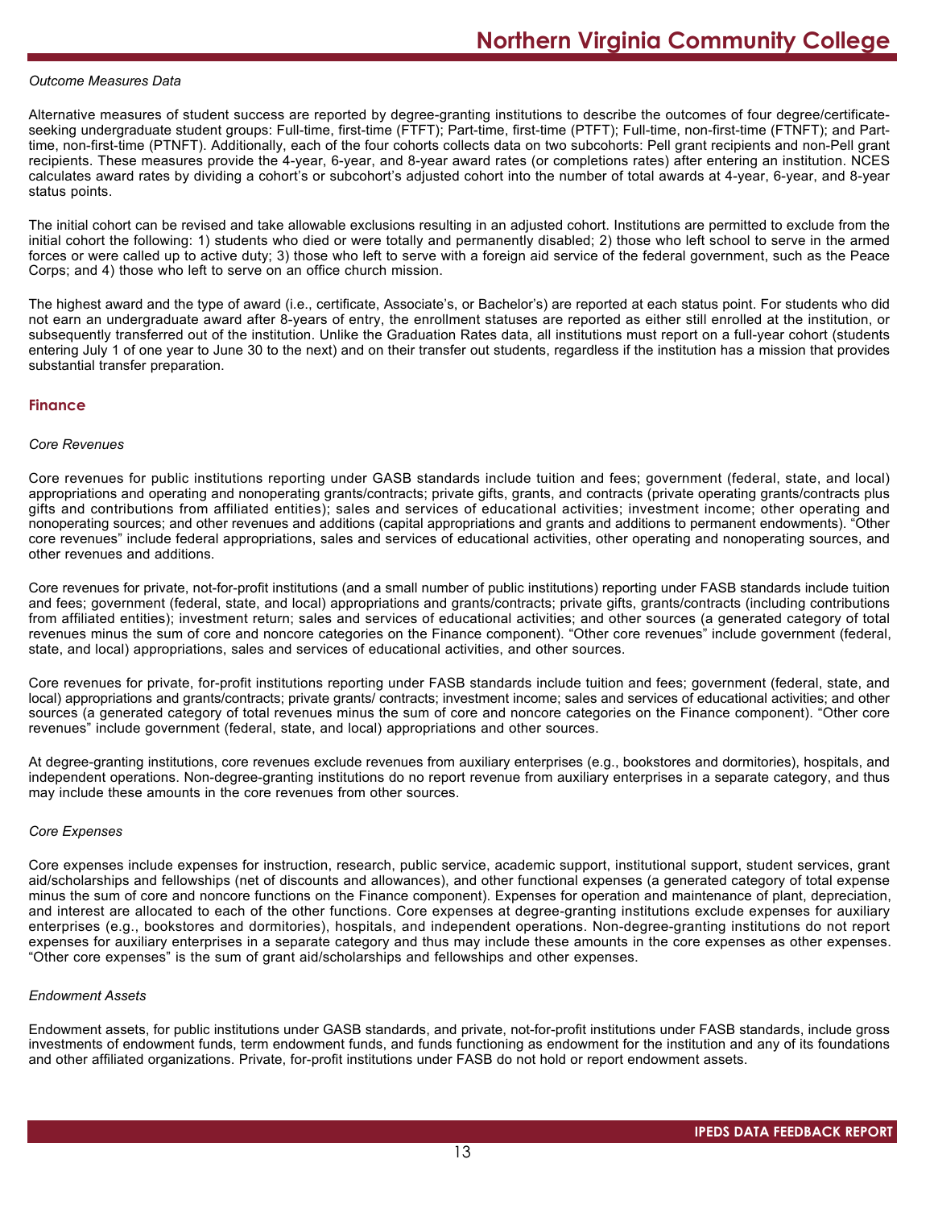*Outcome Measures Data*

Alternative measures of student success are reported by degree-granting institutions to describe the outcomes of four degree/certificate-seeking undergraduate student groups: Full-time, first-time (FTFT); Part-time, first-time (PTFT); Full-time, non-first-time (FTNFT); and Part-time, non-first-time (PTNFT). Additionally, each of the four cohorts collects data on two subcohorts: Pell grant recipients and non-Pell grant recipients. These measures provide the 4-year, 6-year, and 8-year award rates (or completions rates) after entering an institution. NCES calculates award rates by dividing a cohort's or subcohort's adjusted cohort into the number of total awards at 4-year, 6-year, and 8-year status points.

The initial cohort can be revised and take allowable exclusions resulting in an adjusted cohort. Institutions are permitted to exclude from the initial cohort the following: 1) students who died or were totally and permanently disabled; 2) those who left school to serve in the armed forces or were called up to active duty; 3) those who left to serve with a foreign aid service of the federal government, such as the Peace Corps; and 4) those who left to serve on an office church mission.

The highest award and the type of award (i.e., certificate, Associate's, or Bachelor's) are reported at each status point. For students who did not earn an undergraduate award after 8-years of entry, the enrollment statuses are reported as either still enrolled at the institution, or subsequently transferred out of the institution. Unlike the Graduation Rates data, all institutions must report on a full-year cohort (students entering July 1 of one year to June 30 to the next) and on their transfer out students, regardless if the institution has a mission that provides substantial transfer preparation.

## Finance

*Core Revenues*

Core revenues for public institutions reporting under GASB standards include tuition and fees; government (federal, state, and local) appropriations and operating and nonoperating grants/contracts; private gifts, grants, and contracts (private operating grants/contracts plus gifts and contributions from affiliated entities); sales and services of educational activities; investment income; other operating and nonoperating sources; and other revenues and additions (capital appropriations and grants and additions to permanent endowments). "Other core revenues" include federal appropriations, sales and services of educational activities, other operating and nonoperating sources, and other revenues and additions.

Core revenues for private, not-for-profit institutions (and a small number of public institutions) reporting under FASB standards include tuition and fees; government (federal, state, and local) appropriations and grants/contracts; private gifts, grants/contracts (including contributions from affiliated entities); investment return; sales and services of educational activities; and other sources (a generated category of total revenues minus the sum of core and noncore categories on the Finance component). "Other core revenues" include government (federal, state, and local) appropriations, sales and services of educational activities, and other sources.

Core revenues for private, for-profit institutions reporting under FASB standards include tuition and fees; government (federal, state, and local) appropriations and grants/contracts; private grants/ contracts; investment income; sales and services of educational activities; and other sources (a generated category of total revenues minus the sum of core and noncore categories on the Finance component). "Other core revenues" include government (federal, state, and local) appropriations and other sources.

At degree-granting institutions, core revenues exclude revenues from auxiliary enterprises (e.g., bookstores and dormitories), hospitals, and independent operations. Non-degree-granting institutions do no report revenue from auxiliary enterprises in a separate category, and thus may include these amounts in the core revenues from other sources.

*Core Expenses*

Core expenses include expenses for instruction, research, public service, academic support, institutional support, student services, grant aid/scholarships and fellowships (net of discounts and allowances), and other functional expenses (a generated category of total expense minus the sum of core and noncore functions on the Finance component). Expenses for operation and maintenance of plant, depreciation, and interest are allocated to each of the other functions. Core expenses at degree-granting institutions exclude expenses for auxiliary enterprises (e.g., bookstores and dormitories), hospitals, and independent operations. Non-degree-granting institutions do not report expenses for auxiliary enterprises in a separate category and thus may include these amounts in the core expenses as other expenses. "Other core expenses" is the sum of grant aid/scholarships and fellowships and other expenses.

*Endowment Assets*

Endowment assets, for public institutions under GASB standards, and private, not-for-profit institutions under FASB standards, include gross investments of endowment funds, term endowment funds, and funds functioning as endowment for the institution and any of its foundations and other affiliated organizations. Private, for-profit institutions under FASB do not hold or report endowment assets.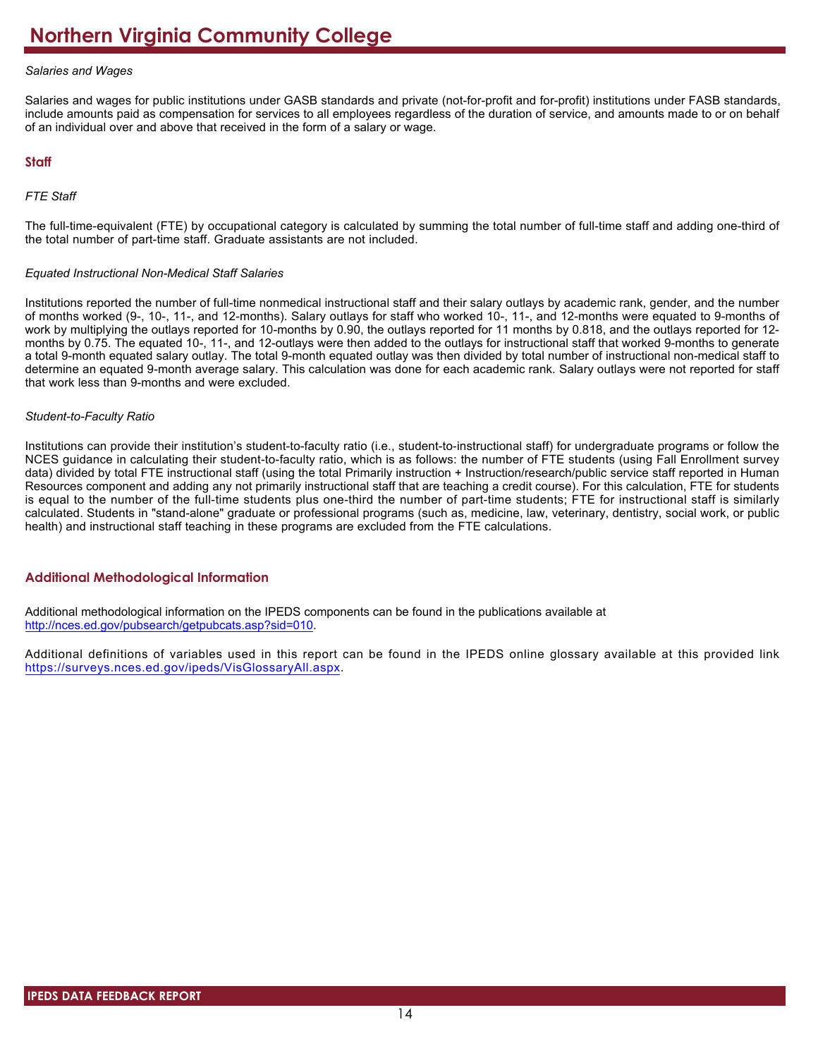*Salaries and Wages*

Salaries and wages for public institutions under GASB standards and private (not-for-profit and for-profit) institutions under FASB standards, include amounts paid as compensation for services to all employees regardless of the duration of service, and amounts made to or on behalf of an individual over and above that received in the form of a salary or wage.

### Staff

*FTE Staff*

The full-time-equivalent (FTE) by occupational category is calculated by summing the total number of full-time staff and adding one-third of the total number of part-time staff. Graduate assistants are not included.

*Equated Instructional Non-Medical Staff Salaries*

Institutions reported the number of full-time nonmedical instructional staff and their salary outlays by academic rank, gender, and the number of months worked (9-, 10-, 11-, and 12-months). Salary outlays for staff who worked 10-, 11-, and 12-months were equated to 9-months of work by multiplying the outlays reported for 10-months by 0.90, the outlays reported for 11 months by 0.818, and the outlays reported for 12-months by 0.75. The equated 10-, 11-, and 12-outlays were then added to the outlays for instructional staff that worked 9-months to generate a total 9-month equated salary outlay. The total 9-month equated outlay was then divided by total number of instructional non-medical staff to determine an equated 9-month average salary. This calculation was done for each academic rank. Salary outlays were not reported for staff that work less than 9-months and were excluded.

*Student-to-Faculty Ratio*

Institutions can provide their institution's student-to-faculty ratio (i.e., student-to-instructional staff) for undergraduate programs or follow the NCES guidance in calculating their student-to-faculty ratio, which is as follows: the number of FTE students (using Fall Enrollment survey data) divided by total FTE instructional staff (using the total Primarily instruction + Instruction/research/public service staff reported in Human Resources component and adding any not primarily instructional staff that are teaching a credit course). For this calculation, FTE for students is equal to the number of the full-time students plus one-third the number of part-time students; FTE for instructional staff is similarly calculated. Students in "stand-alone" graduate or professional programs (such as, medicine, law, veterinary, dentistry, social work, or public health) and instructional staff teaching in these programs are excluded from the FTE calculations.

## Additional Methodological Information

Additional methodological information on the IPEDS components can be found in the publications available at http://nces.ed.gov/pubsearch/getpubcats.asp?sid=010.

Additional definitions of variables used in this report can be found in the IPEDS online glossary available at this provided link https://surveys.nces.ed.gov/ipeds/VisGlossaryAll.aspx.